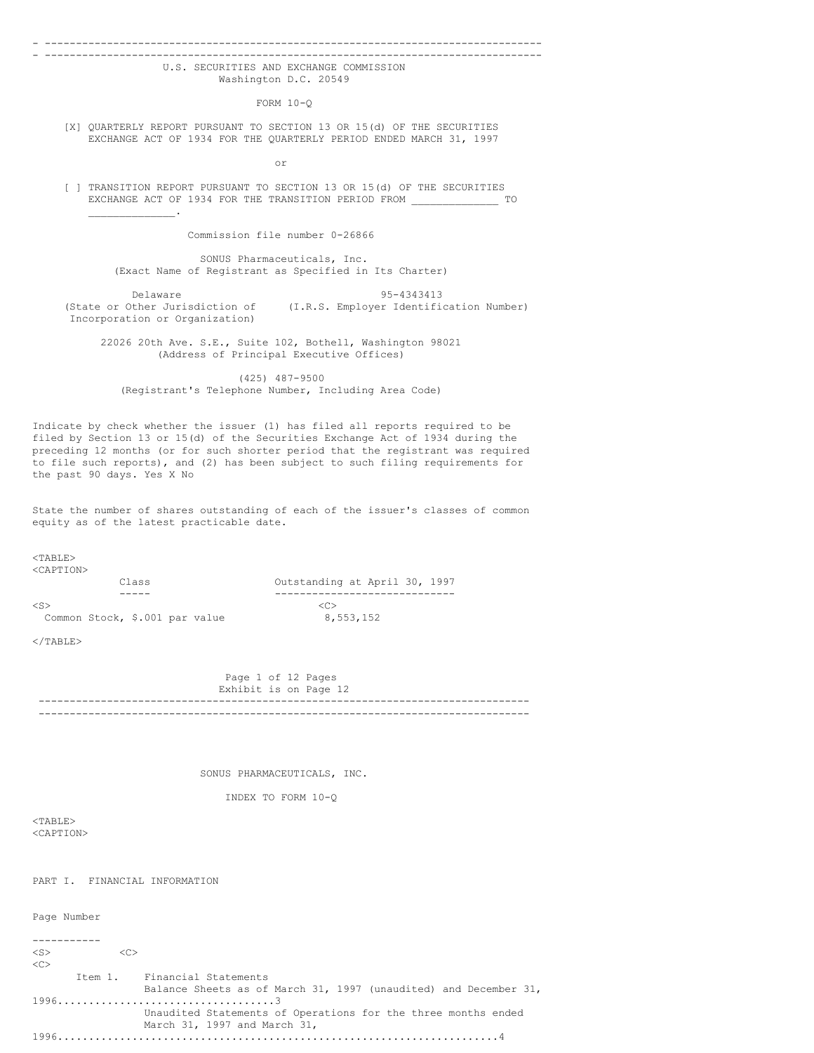U.S. SECURITIES AND EXCHANGE COMMISSION
Washington D.C. 20549

FORM 10-Q

[X] QUARTERLY REPORT PURSUANT TO SECTION 13 OR 15(d) OF THE SECURITIES EXCHANGE ACT OF 1934 FOR THE QUARTERLY PERIOD ENDED MARCH 31, 1997

or

[ ] TRANSITION REPORT PURSUANT TO SECTION 13 OR 15(d) OF THE SECURITIES EXCHANGE ACT OF 1934 FOR THE TRANSITION PERIOD FROM _____________ TO _____________.

Commission file number 0-26866

SONUS Pharmaceuticals, Inc.
(Exact Name of Registrant as Specified in Its Charter)

| Delaware | 95-4343413 |
|---|---|
| (State or Other Jurisdiction of Incorporation or Organization) | (I.R.S. Employer Identification Number) |

22026 20th Ave. S.E., Suite 102, Bothell, Washington 98021
(Address of Principal Executive Offices)

(425) 487-9500
(Registrant's Telephone Number, Including Area Code)

Indicate by check whether the issuer (1) has filed all reports required to be filed by Section 13 or 15(d) of the Securities Exchange Act of 1934 during the preceding 12 months (or for such shorter period that the registrant was required to file such reports), and (2) has been subject to such filing requirements for the past 90 days. Yes X No

State the number of shares outstanding of each of the issuer's classes of common equity as of the latest practicable date.

| Class | Outstanding at April 30, 1997 |
|---|---|
| Common Stock, $.001 par value | 8,553,152 |

Page 1 of 12 Pages
Exhibit is on Page 12

SONUS PHARMACEUTICALS, INC.

INDEX TO FORM 10-Q

PART I. FINANCIAL INFORMATION

| | | Page Number |
|---|---|---|
| Item 1. | Financial Statements | |
| | Balance Sheets as of March 31, 1997 (unaudited) and December 31, 1996 | 3 |
| | Unaudited Statements of Operations for the three months ended March 31, 1997 and March 31, 1996 | 4 |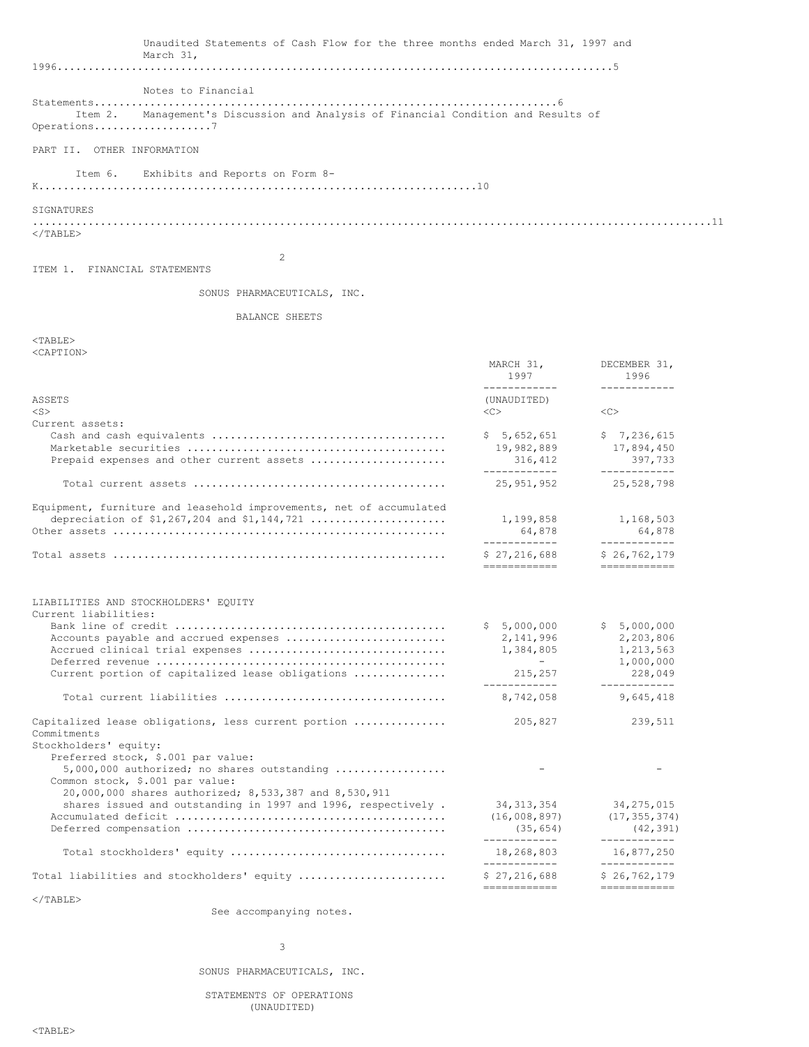Unaudited Statements of Cash Flow for the three months ended March 31, 1997 and March 31, 1996.....5

Notes to Financial Statements.....6

Item 2. Management's Discussion and Analysis of Financial Condition and Results of Operations.....7

PART II. OTHER INFORMATION

Item 6. Exhibits and Reports on Form 8-K.....10

SIGNATURES.....11

## ITEM 1. FINANCIAL STATEMENTS

### SONUS PHARMACEUTICALS, INC.

### BALANCE SHEETS

| | MARCH 31, 1997 | DECEMBER 31, 1996 |
|---|---|---|
| ASSETS | (UNAUDITED) | |
| Current assets: | | |
| Cash and cash equivalents | $ 5,652,651 | $ 7,236,615 |
| Marketable securities | 19,982,889 | 17,894,450 |
| Prepaid expenses and other current assets | 316,412 | 397,733 |
| Total current assets | 25,951,952 | 25,528,798 |
| Equipment, furniture and leasehold improvements, net of accumulated depreciation of $1,267,204 and $1,144,721 | 1,199,858 | 1,168,503 |
| Other assets | 64,878 | 64,878 |
| Total assets | $ 27,216,688 | $ 26,762,179 |
| LIABILITIES AND STOCKHOLDERS' EQUITY | | |
| Current liabilities: | | |
| Bank line of credit | $ 5,000,000 | $ 5,000,000 |
| Accounts payable and accrued expenses | 2,141,996 | 2,203,806 |
| Accrued clinical trial expenses | 1,384,805 | 1,213,563 |
| Deferred revenue | - | 1,000,000 |
| Current portion of capitalized lease obligations | 215,257 | 228,049 |
| Total current liabilities | 8,742,058 | 9,645,418 |
| Capitalized lease obligations, less current portion | 205,827 | 239,511 |
| Commitments | | |
| Stockholders' equity: | | |
| Preferred stock, $.001 par value: 5,000,000 authorized; no shares outstanding | - | - |
| Common stock, $.001 par value: 20,000,000 shares authorized; 8,533,387 and 8,530,911 shares issued and outstanding in 1997 and 1996, respectively | 34,313,354 | 34,275,015 |
| Accumulated deficit | (16,008,897) | (17,355,374) |
| Deferred compensation | (35,654) | (42,391) |
| Total stockholders' equity | 18,268,803 | 16,877,250 |
| Total liabilities and stockholders' equity | $ 27,216,688 | $ 26,762,179 |

See accompanying notes.

### SONUS PHARMACEUTICALS, INC.

### STATEMENTS OF OPERATIONS (UNAUDITED)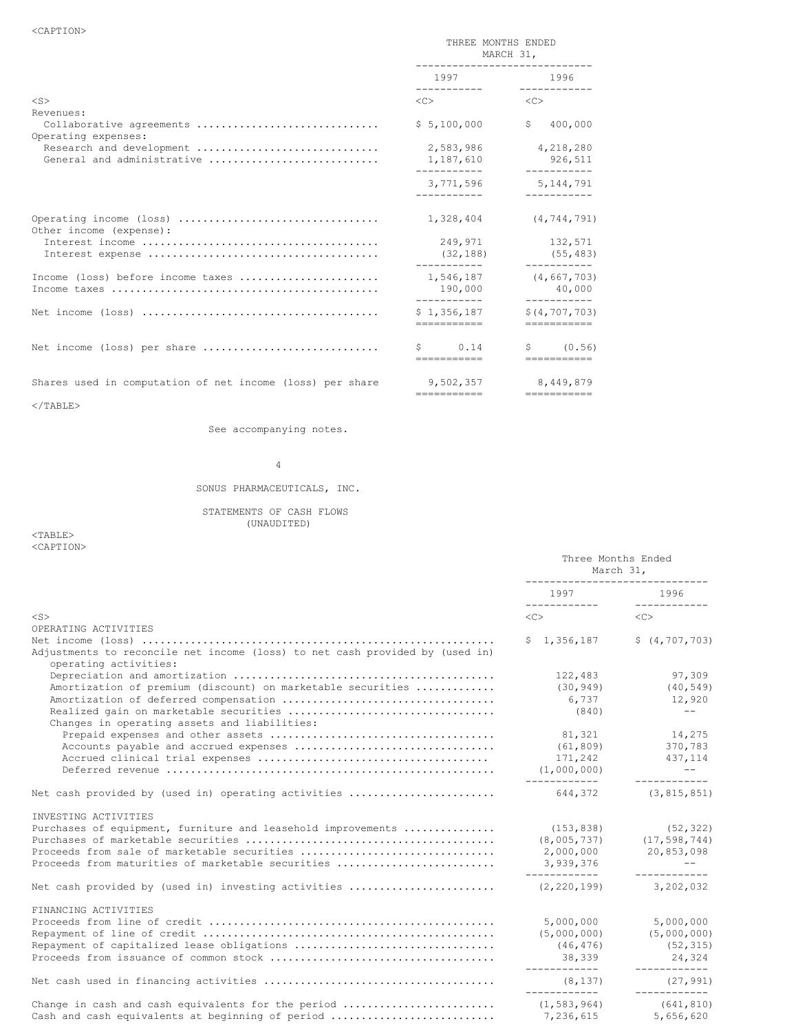| | Three Months Ended March 31, | |
|---|---|---|
| | 1997 | 1996 |
| Revenues: | | |
| Collaborative agreements | $ 5,100,000 | $ 400,000 |
| Operating expenses: | | |
| Research and development | 2,583,986 | 4,218,280 |
| General and administrative | 1,187,610 | 926,511 |
| | 3,771,596 | 5,144,791 |
| Operating income (loss) | 1,328,404 | (4,744,791) |
| Other income (expense): | | |
| Interest income | 249,971 | 132,571 |
| Interest expense | (32,188) | (55,483) |
| Income (loss) before income taxes | 1,546,187 | (4,667,703) |
| Income taxes | 190,000 | 40,000 |
| Net income (loss) | $ 1,356,187 | $ (4,707,703) |
| Net income (loss) per share | $ 0.14 | $ (0.56) |
| Shares used in computation of net income (loss) per share | 9,502,357 | 8,449,879 |

See accompanying notes.

SONUS PHARMACEUTICALS, INC.

STATEMENTS OF CASH FLOWS
(UNAUDITED)

| | Three Months Ended March 31, | |
|---|---|---|
| | 1997 | 1996 |
| OPERATING ACTIVITIES | | |
| Net income (loss) | $ 1,356,187 | $ (4,707,703) |
| Adjustments to reconcile net income (loss) to net cash provided by (used in) operating activities: | | |
| Depreciation and amortization | 122,483 | 97,309 |
| Amortization of premium (discount) on marketable securities | (30,949) | (40,549) |
| Amortization of deferred compensation | 6,737 | 12,920 |
| Realized gain on marketable securities | (840) | -- |
| Changes in operating assets and liabilities: | | |
| Prepaid expenses and other assets | 81,321 | 14,275 |
| Accounts payable and accrued expenses | (61,809) | 370,783 |
| Accrued clinical trial expenses | 171,242 | 437,114 |
| Deferred revenue | (1,000,000) | -- |
| Net cash provided by (used in) operating activities | 644,372 | (3,815,851) |
| INVESTING ACTIVITIES | | |
| Purchases of equipment, furniture and leasehold improvements | (153,838) | (52,322) |
| Purchases of marketable securities | (8,005,737) | (17,598,744) |
| Proceeds from sale of marketable securities | 2,000,000 | 20,853,098 |
| Proceeds from maturities of marketable securities | 3,939,376 | -- |
| Net cash provided by (used in) investing activities | (2,220,199) | 3,202,032 |
| FINANCING ACTIVITIES | | |
| Proceeds from line of credit | 5,000,000 | 5,000,000 |
| Repayment of line of credit | (5,000,000) | (5,000,000) |
| Repayment of capitalized lease obligations | (46,476) | (52,315) |
| Proceeds from issuance of common stock | 38,339 | 24,324 |
| Net cash used in financing activities | (8,137) | (27,991) |
| Change in cash and cash equivalents for the period | (1,583,964) | (641,810) |
| Cash and cash equivalents at beginning of period | 7,236,615 | 5,656,620 |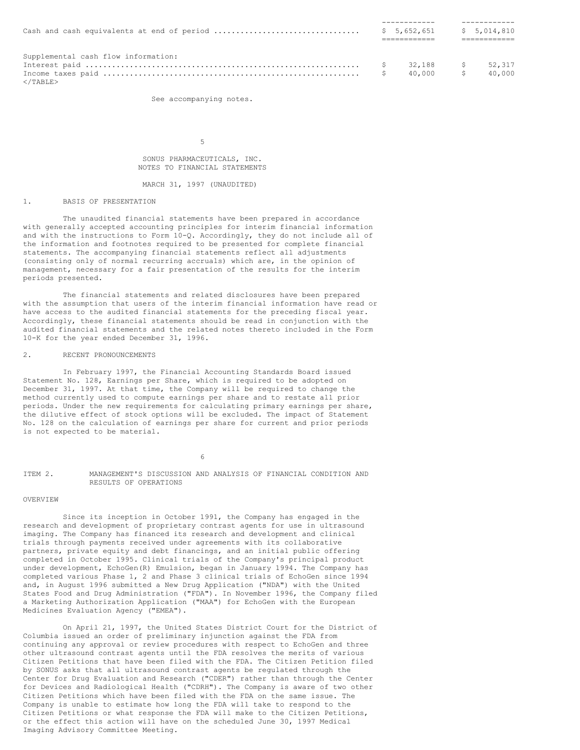| | | |
|---|---|---|
| Cash and cash equivalents at end of period | $ 5,652,651 | $ 5,014,810 |
| Supplemental cash flow information: | | |
| Interest paid | $ 32,188 | $ 52,317 |
| Income taxes paid | $ 40,000 | $ 40,000 |

See accompanying notes.

SONUS PHARMACEUTICALS, INC.
NOTES TO FINANCIAL STATEMENTS

MARCH 31, 1997 (UNAUDITED)

1. BASIS OF PRESENTATION

The unaudited financial statements have been prepared in accordance with generally accepted accounting principles for interim financial information and with the instructions to Form 10-Q. Accordingly, they do not include all of the information and footnotes required to be presented for complete financial statements. The accompanying financial statements reflect all adjustments (consisting only of normal recurring accruals) which are, in the opinion of management, necessary for a fair presentation of the results for the interim periods presented.

The financial statements and related disclosures have been prepared with the assumption that users of the interim financial information have read or have access to the audited financial statements for the preceding fiscal year. Accordingly, these financial statements should be read in conjunction with the audited financial statements and the related notes thereto included in the Form 10-K for the year ended December 31, 1996.

2. RECENT PRONOUNCEMENTS

In February 1997, the Financial Accounting Standards Board issued Statement No. 128, Earnings per Share, which is required to be adopted on December 31, 1997. At that time, the Company will be required to change the method currently used to compute earnings per share and to restate all prior periods. Under the new requirements for calculating primary earnings per share, the dilutive effect of stock options will be excluded. The impact of Statement No. 128 on the calculation of earnings per share for current and prior periods is not expected to be material.

ITEM 2. MANAGEMENT'S DISCUSSION AND ANALYSIS OF FINANCIAL CONDITION AND RESULTS OF OPERATIONS

OVERVIEW

Since its inception in October 1991, the Company has engaged in the research and development of proprietary contrast agents for use in ultrasound imaging. The Company has financed its research and development and clinical trials through payments received under agreements with its collaborative partners, private equity and debt financings, and an initial public offering completed in October 1995. Clinical trials of the Company's principal product under development, EchoGen(R) Emulsion, began in January 1994. The Company has completed various Phase 1, 2 and Phase 3 clinical trials of EchoGen since 1994 and, in August 1996 submitted a New Drug Application ("NDA") with the United States Food and Drug Administration ("FDA"). In November 1996, the Company filed a Marketing Authorization Application ("MAA") for EchoGen with the European Medicines Evaluation Agency ("EMEA").

On April 21, 1997, the United States District Court for the District of Columbia issued an order of preliminary injunction against the FDA from continuing any approval or review procedures with respect to EchoGen and three other ultrasound contrast agents until the FDA resolves the merits of various Citizen Petitions that have been filed with the FDA. The Citizen Petition filed by SONUS asks that all ultrasound contrast agents be regulated through the Center for Drug Evaluation and Research ("CDER") rather than through the Center for Devices and Radiological Health ("CDRH"). The Company is aware of two other Citizen Petitions which have been filed with the FDA on the same issue. The Company is unable to estimate how long the FDA will take to respond to the Citizen Petitions or what response the FDA will make to the Citizen Petitions, or the effect this action will have on the scheduled June 30, 1997 Medical Imaging Advisory Committee Meeting.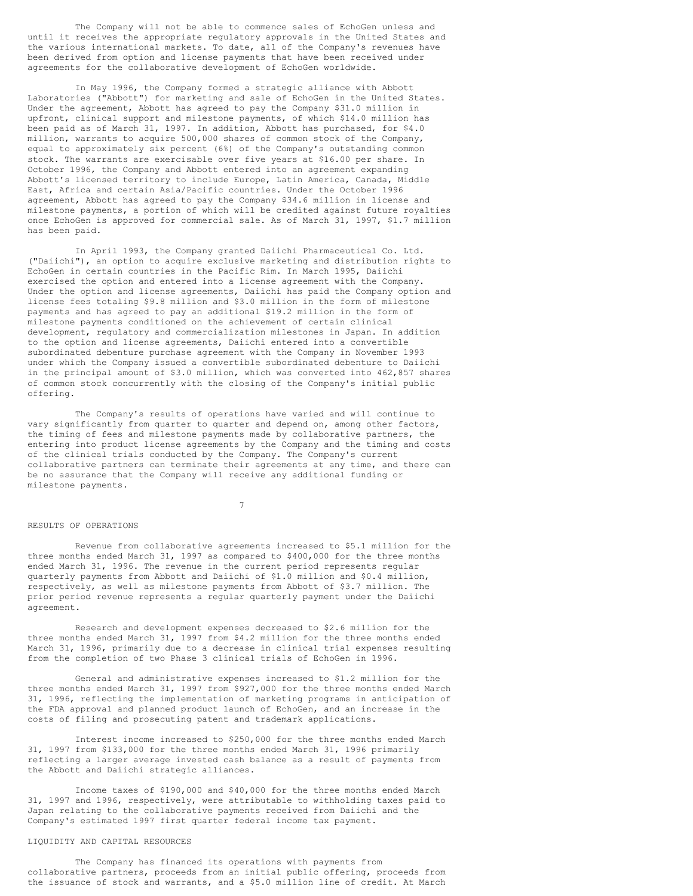The Company will not be able to commence sales of EchoGen unless and until it receives the appropriate regulatory approvals in the United States and the various international markets. To date, all of the Company's revenues have been derived from option and license payments that have been received under agreements for the collaborative development of EchoGen worldwide.

In May 1996, the Company formed a strategic alliance with Abbott Laboratories ("Abbott") for marketing and sale of EchoGen in the United States. Under the agreement, Abbott has agreed to pay the Company $31.0 million in upfront, clinical support and milestone payments, of which $14.0 million has been paid as of March 31, 1997. In addition, Abbott has purchased, for $4.0 million, warrants to acquire 500,000 shares of common stock of the Company, equal to approximately six percent (6%) of the Company's outstanding common stock. The warrants are exercisable over five years at $16.00 per share. In October 1996, the Company and Abbott entered into an agreement expanding Abbott's licensed territory to include Europe, Latin America, Canada, Middle East, Africa and certain Asia/Pacific countries. Under the October 1996 agreement, Abbott has agreed to pay the Company $34.6 million in license and milestone payments, a portion of which will be credited against future royalties once EchoGen is approved for commercial sale. As of March 31, 1997, $1.7 million has been paid.

In April 1993, the Company granted Daiichi Pharmaceutical Co. Ltd. ("Daiichi"), an option to acquire exclusive marketing and distribution rights to EchoGen in certain countries in the Pacific Rim. In March 1995, Daiichi exercised the option and entered into a license agreement with the Company. Under the option and license agreements, Daiichi has paid the Company option and license fees totaling $9.8 million and $3.0 million in the form of milestone payments and has agreed to pay an additional $19.2 million in the form of milestone payments conditioned on the achievement of certain clinical development, regulatory and commercialization milestones in Japan. In addition to the option and license agreements, Daiichi entered into a convertible subordinated debenture purchase agreement with the Company in November 1993 under which the Company issued a convertible subordinated debenture to Daiichi in the principal amount of $3.0 million, which was converted into 462,857 shares of common stock concurrently with the closing of the Company's initial public offering.

The Company's results of operations have varied and will continue to vary significantly from quarter to quarter and depend on, among other factors, the timing of fees and milestone payments made by collaborative partners, the entering into product license agreements by the Company and the timing and costs of the clinical trials conducted by the Company. The Company's current collaborative partners can terminate their agreements at any time, and there can be no assurance that the Company will receive any additional funding or milestone payments.

## RESULTS OF OPERATIONS

Revenue from collaborative agreements increased to $5.1 million for the three months ended March 31, 1997 as compared to $400,000 for the three months ended March 31, 1996. The revenue in the current period represents regular quarterly payments from Abbott and Daiichi of $1.0 million and $0.4 million, respectively, as well as milestone payments from Abbott of $3.7 million. The prior period revenue represents a regular quarterly payment under the Daiichi agreement.

Research and development expenses decreased to $2.6 million for the three months ended March 31, 1997 from $4.2 million for the three months ended March 31, 1996, primarily due to a decrease in clinical trial expenses resulting from the completion of two Phase 3 clinical trials of EchoGen in 1996.

General and administrative expenses increased to $1.2 million for the three months ended March 31, 1997 from $927,000 for the three months ended March 31, 1996, reflecting the implementation of marketing programs in anticipation of the FDA approval and planned product launch of EchoGen, and an increase in the costs of filing and prosecuting patent and trademark applications.

Interest income increased to $250,000 for the three months ended March 31, 1997 from $133,000 for the three months ended March 31, 1996 primarily reflecting a larger average invested cash balance as a result of payments from the Abbott and Daiichi strategic alliances.

Income taxes of $190,000 and $40,000 for the three months ended March 31, 1997 and 1996, respectively, were attributable to withholding taxes paid to Japan relating to the collaborative payments received from Daiichi and the Company's estimated 1997 first quarter federal income tax payment.

## LIQUIDITY AND CAPITAL RESOURCES

The Company has financed its operations with payments from collaborative partners, proceeds from an initial public offering, proceeds from the issuance of stock and warrants, and a $5.0 million line of credit. At March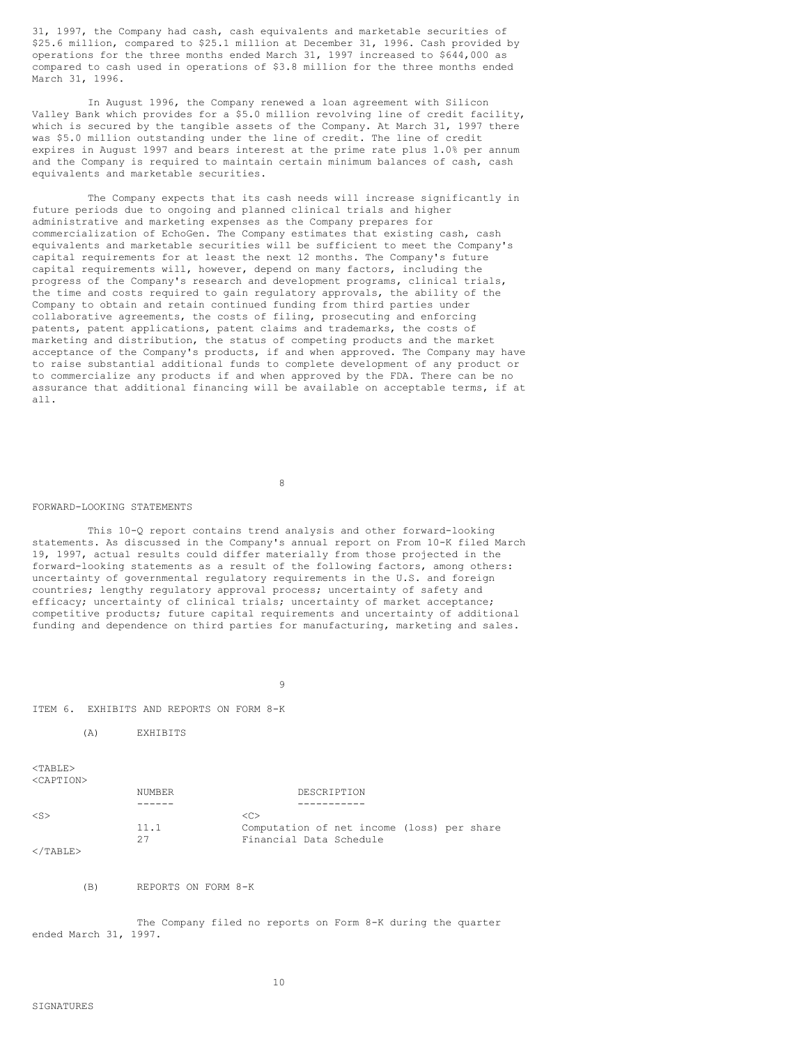31, 1997, the Company had cash, cash equivalents and marketable securities of $25.6 million, compared to $25.1 million at December 31, 1996. Cash provided by operations for the three months ended March 31, 1997 increased to $644,000 as compared to cash used in operations of $3.8 million for the three months ended March 31, 1996.

In August 1996, the Company renewed a loan agreement with Silicon Valley Bank which provides for a $5.0 million revolving line of credit facility, which is secured by the tangible assets of the Company. At March 31, 1997 there was $5.0 million outstanding under the line of credit. The line of credit expires in August 1997 and bears interest at the prime rate plus 1.0% per annum and the Company is required to maintain certain minimum balances of cash, cash equivalents and marketable securities.

The Company expects that its cash needs will increase significantly in future periods due to ongoing and planned clinical trials and higher administrative and marketing expenses as the Company prepares for commercialization of EchoGen. The Company estimates that existing cash, cash equivalents and marketable securities will be sufficient to meet the Company's capital requirements for at least the next 12 months. The Company's future capital requirements will, however, depend on many factors, including the progress of the Company's research and development programs, clinical trials, the time and costs required to gain regulatory approvals, the ability of the Company to obtain and retain continued funding from third parties under collaborative agreements, the costs of filing, prosecuting and enforcing patents, patent applications, patent claims and trademarks, the costs of marketing and distribution, the status of competing products and the market acceptance of the Company's products, if and when approved. The Company may have to raise substantial additional funds to complete development of any product or to commercialize any products if and when approved by the FDA. There can be no assurance that additional financing will be available on acceptable terms, if at all.

## FORWARD-LOOKING STATEMENTS

This 10-Q report contains trend analysis and other forward-looking statements. As discussed in the Company's annual report on From 10-K filed March 19, 1997, actual results could differ materially from those projected in the forward-looking statements as a result of the following factors, among others: uncertainty of governmental regulatory requirements in the U.S. and foreign countries; lengthy regulatory approval process; uncertainty of safety and efficacy; uncertainty of clinical trials; uncertainty of market acceptance; competitive products; future capital requirements and uncertainty of additional funding and dependence on third parties for manufacturing, marketing and sales.

## ITEM 6. EXHIBITS AND REPORTS ON FORM 8-K

(A) EXHIBITS

| NUMBER | DESCRIPTION |
|---|---|
| 11.1 | Computation of net income (loss) per share |
| 27 | Financial Data Schedule |

(B) REPORTS ON FORM 8-K

The Company filed no reports on Form 8-K during the quarter ended March 31, 1997.

## SIGNATURES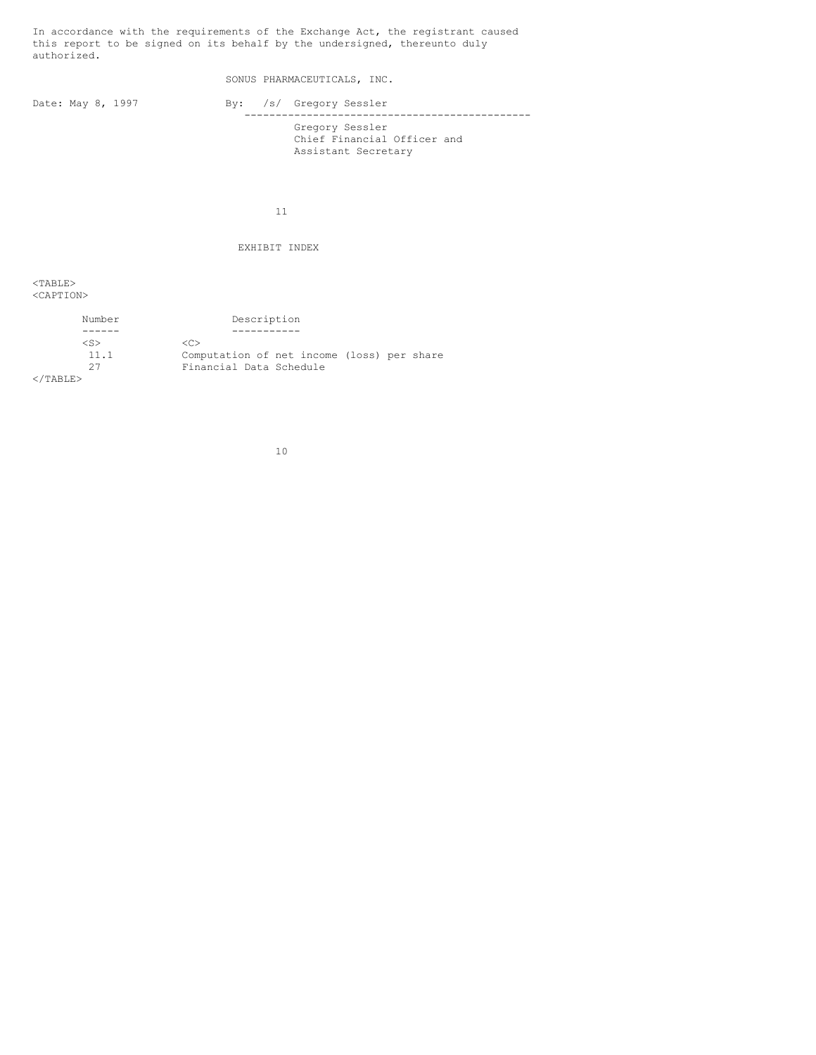In accordance with the requirements of the Exchange Act, the registrant caused this report to be signed on its behalf by the undersigned, thereunto duly authorized.

SONUS PHARMACEUTICALS, INC.

Date: May 8, 1997

By: /s/ Gregory Sessler

Gregory Sessler
Chief Financial Officer and
Assistant Secretary

EXHIBIT INDEX

| Number | Description |
|---|---|
| 11.1 | Computation of net income (loss) per share |
| 27 | Financial Data Schedule |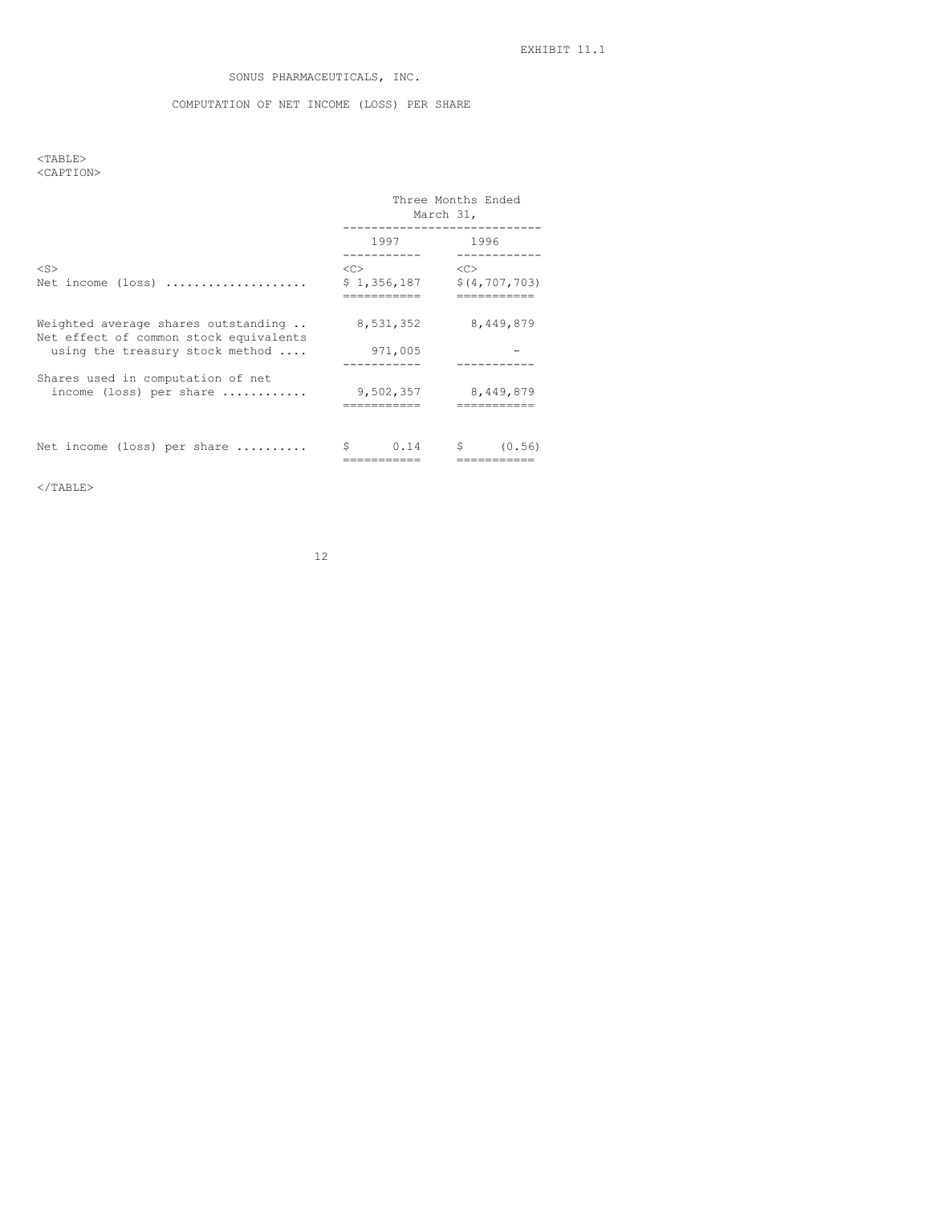EXHIBIT 11.1

SONUS PHARMACEUTICALS, INC.

COMPUTATION OF NET INCOME (LOSS) PER SHARE

| | Three Months Ended March 31, | |
|---|---|---|
| | 1997 | 1996 |
| Net income (loss) .................... | $ 1,356,187 | $(4,707,703) |
| Weighted average shares outstanding .. | 8,531,352 | 8,449,879 |
| Net effect of common stock equivalents using the treasury stock method .... | 971,005 | - |
| Shares used in computation of net income (loss) per share ............ | 9,502,357 | 8,449,879 |
| Net income (loss) per share .......... | $ 0.14 | $ (0.56) |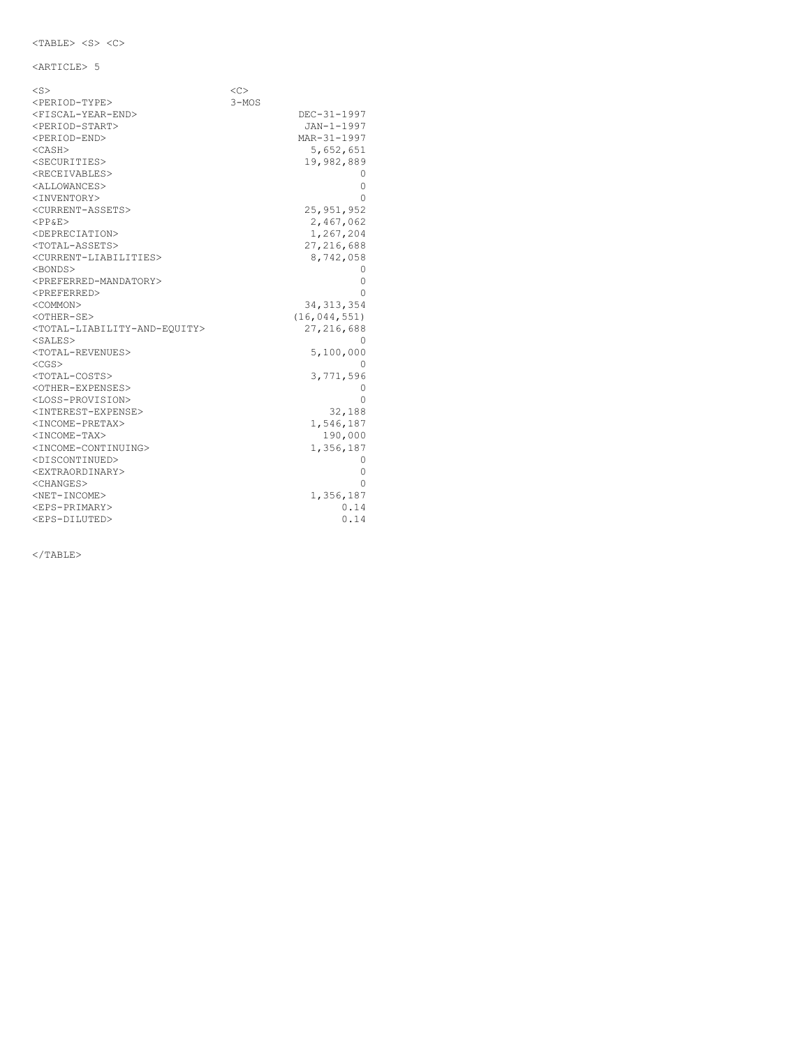<TABLE> <S> <C>

<ARTICLE> 5

| <S> | <C> |
|---|---|
| <PERIOD-TYPE> | 3-MOS |
| <FISCAL-YEAR-END> | DEC-31-1997 |
| <PERIOD-START> | JAN-1-1997 |
| <PERIOD-END> | MAR-31-1997 |
| <CASH> | 5,652,651 |
| <SECURITIES> | 19,982,889 |
| <RECEIVABLES> | 0 |
| <ALLOWANCES> | 0 |
| <INVENTORY> | 0 |
| <CURRENT-ASSETS> | 25,951,952 |
| <PP&E> | 2,467,062 |
| <DEPRECIATION> | 1,267,204 |
| <TOTAL-ASSETS> | 27,216,688 |
| <CURRENT-LIABILITIES> | 8,742,058 |
| <BONDS> | 0 |
| <PREFERRED-MANDATORY> | 0 |
| <PREFERRED> | 0 |
| <COMMON> | 34,313,354 |
| <OTHER-SE> | (16,044,551) |
| <TOTAL-LIABILITY-AND-EQUITY> | 27,216,688 |
| <SALES> | 0 |
| <TOTAL-REVENUES> | 5,100,000 |
| <CGS> | 0 |
| <TOTAL-COSTS> | 3,771,596 |
| <OTHER-EXPENSES> | 0 |
| <LOSS-PROVISION> | 0 |
| <INTEREST-EXPENSE> | 32,188 |
| <INCOME-PRETAX> | 1,546,187 |
| <INCOME-TAX> | 190,000 |
| <INCOME-CONTINUING> | 1,356,187 |
| <DISCONTINUED> | 0 |
| <EXTRAORDINARY> | 0 |
| <CHANGES> | 0 |
| <NET-INCOME> | 1,356,187 |
| <EPS-PRIMARY> | 0.14 |
| <EPS-DILUTED> | 0.14 |

</TABLE>